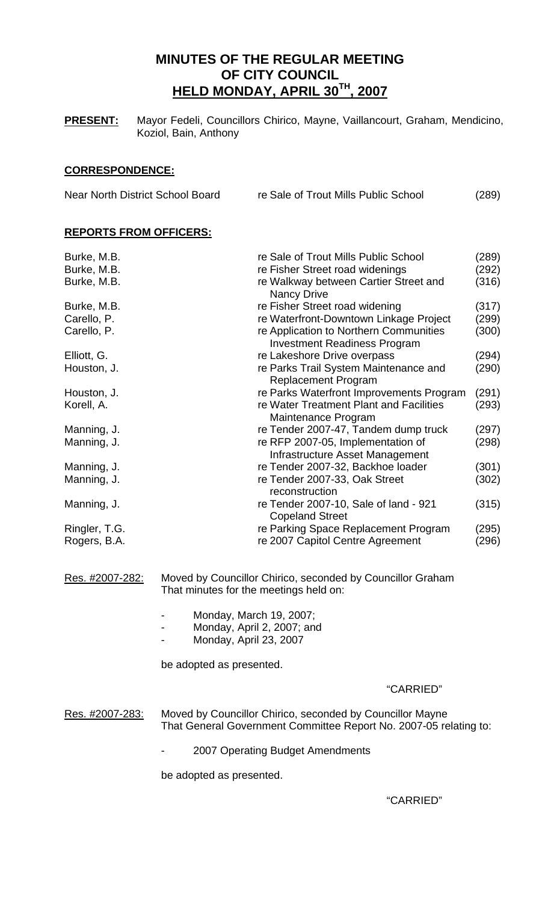# MINUTES OF THE REGULAR MEETING OF CITY COUNCIL HELD MONDAY, APRIL 30TH, 2007

**PRESENT:** Mayor Fedeli, Councillors Chirico, Mayne, Vaillancourt, Graham, Mendicino, Koziol, Bain, Anthony

**CORRESPONDENCE:**

| | | |
|---|---|---|
| Near North District School Board | re Sale of Trout Mills Public School | (289) |

**REPORTS FROM OFFICERS:**

| | | |
|---|---|---|
| Burke, M.B. | re Sale of Trout Mills Public School | (289) |
| Burke, M.B. | re Fisher Street road widenings | (292) |
| Burke, M.B. | re Walkway between Cartier Street and Nancy Drive | (316) |
| Burke, M.B. | re Fisher Street road widening | (317) |
| Carello, P. | re Waterfront-Downtown Linkage Project | (299) |
| Carello, P. | re Application to Northern Communities Investment Readiness Program | (300) |
| Elliott, G. | re Lakeshore Drive overpass | (294) |
| Houston, J. | re Parks Trail System Maintenance and Replacement Program | (290) |
| Houston, J. | re Parks Waterfront Improvements Program | (291) |
| Korell, A. | re Water Treatment Plant and Facilities Maintenance Program | (293) |
| Manning, J. | re Tender 2007-47, Tandem dump truck | (297) |
| Manning, J. | re RFP 2007-05, Implementation of Infrastructure Asset Management | (298) |
| Manning, J. | re Tender 2007-32, Backhoe loader | (301) |
| Manning, J. | re Tender 2007-33, Oak Street reconstruction | (302) |
| Manning, J. | re Tender 2007-10, Sale of land - 921 Copeland Street | (315) |
| Ringler, T.G. | re Parking Space Replacement Program | (295) |
| Rogers, B.A. | re 2007 Capitol Centre Agreement | (296) |

Res. #2007-282: Moved by Councillor Chirico, seconded by Councillor Graham That minutes for the meetings held on:

- Monday, March 19, 2007;
- Monday, April 2, 2007; and
- Monday, April 23, 2007

be adopted as presented.

"CARRIED"

Res. #2007-283: Moved by Councillor Chirico, seconded by Councillor Mayne That General Government Committee Report No. 2007-05 relating to:

- 2007 Operating Budget Amendments

be adopted as presented.

"CARRIED"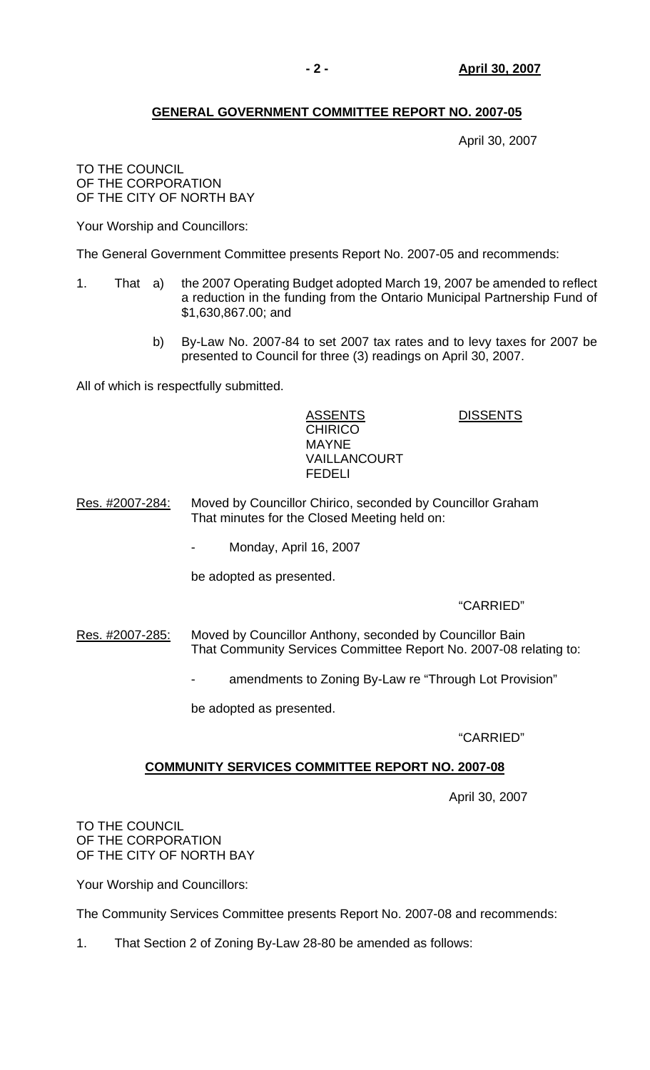## GENERAL GOVERNMENT COMMITTEE REPORT NO. 2007-05

April 30, 2007

TO THE COUNCIL
OF THE CORPORATION
OF THE CITY OF NORTH BAY

Your Worship and Councillors:

The General Government Committee presents Report No. 2007-05 and recommends:

1. That a) the 2007 Operating Budget adopted March 19, 2007 be amended to reflect a reduction in the funding from the Ontario Municipal Partnership Fund of $1,630,867.00; and

   b) By-Law No. 2007-84 to set 2007 tax rates and to levy taxes for 2007 be presented to Council for three (3) readings on April 30, 2007.

All of which is respectfully submitted.

| ASSENTS | DISSENTS |
|---|---|
| CHIRICO | |
| MAYNE | |
| VAILLANCOURT | |
| FEDELI | |

Res. #2007-284: Moved by Councillor Chirico, seconded by Councillor Graham
That minutes for the Closed Meeting held on:

- Monday, April 16, 2007

be adopted as presented.

"CARRIED"

Res. #2007-285: Moved by Councillor Anthony, seconded by Councillor Bain
That Community Services Committee Report No. 2007-08 relating to:

- amendments to Zoning By-Law re "Through Lot Provision"

be adopted as presented.

"CARRIED"

## COMMUNITY SERVICES COMMITTEE REPORT NO. 2007-08

April 30, 2007

TO THE COUNCIL
OF THE CORPORATION
OF THE CITY OF NORTH BAY

Your Worship and Councillors:

The Community Services Committee presents Report No. 2007-08 and recommends:

1. That Section 2 of Zoning By-Law 28-80 be amended as follows: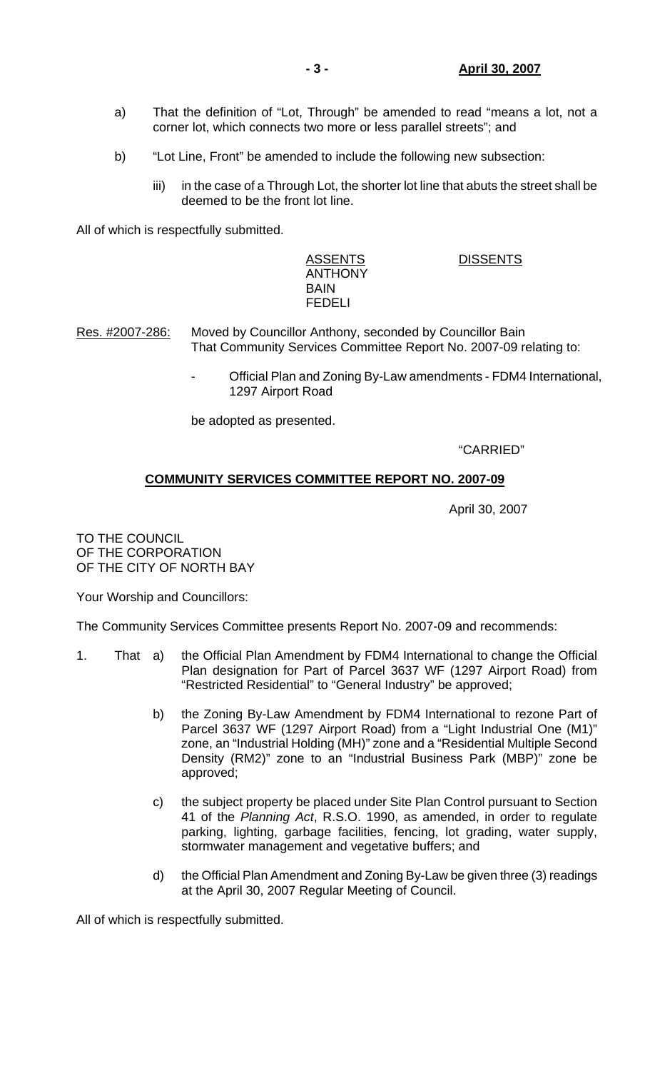a) That the definition of "Lot, Through" be amended to read "means a lot, not a corner lot, which connects two more or less parallel streets"; and

b) "Lot Line, Front" be amended to include the following new subsection:

   iii) in the case of a Through Lot, the shorter lot line that abuts the street shall be deemed to be the front lot line.

All of which is respectfully submitted.

| ASSENTS | DISSENTS |
|---|---|
| ANTHONY | |
| BAIN | |
| FEDELI | |

Res. #2007-286: Moved by Councillor Anthony, seconded by Councillor Bain
That Community Services Committee Report No. 2007-09 relating to:

- Official Plan and Zoning By-Law amendments - FDM4 International, 1297 Airport Road

be adopted as presented.

"CARRIED"

## **COMMUNITY SERVICES COMMITTEE REPORT NO. 2007-09**

April 30, 2007

TO THE COUNCIL
OF THE CORPORATION
OF THE CITY OF NORTH BAY

Your Worship and Councillors:

The Community Services Committee presents Report No. 2007-09 and recommends:

1. That
   a) the Official Plan Amendment by FDM4 International to change the Official Plan designation for Part of Parcel 3637 WF (1297 Airport Road) from "Restricted Residential" to "General Industry" be approved;

   b) the Zoning By-Law Amendment by FDM4 International to rezone Part of Parcel 3637 WF (1297 Airport Road) from a "Light Industrial One (M1)" zone, an "Industrial Holding (MH)" zone and a "Residential Multiple Second Density (RM2)" zone to an "Industrial Business Park (MBP)" zone be approved;

   c) the subject property be placed under Site Plan Control pursuant to Section 41 of the *Planning Act*, R.S.O. 1990, as amended, in order to regulate parking, lighting, garbage facilities, fencing, lot grading, water supply, stormwater management and vegetative buffers; and

   d) the Official Plan Amendment and Zoning By-Law be given three (3) readings at the April 30, 2007 Regular Meeting of Council.

All of which is respectfully submitted.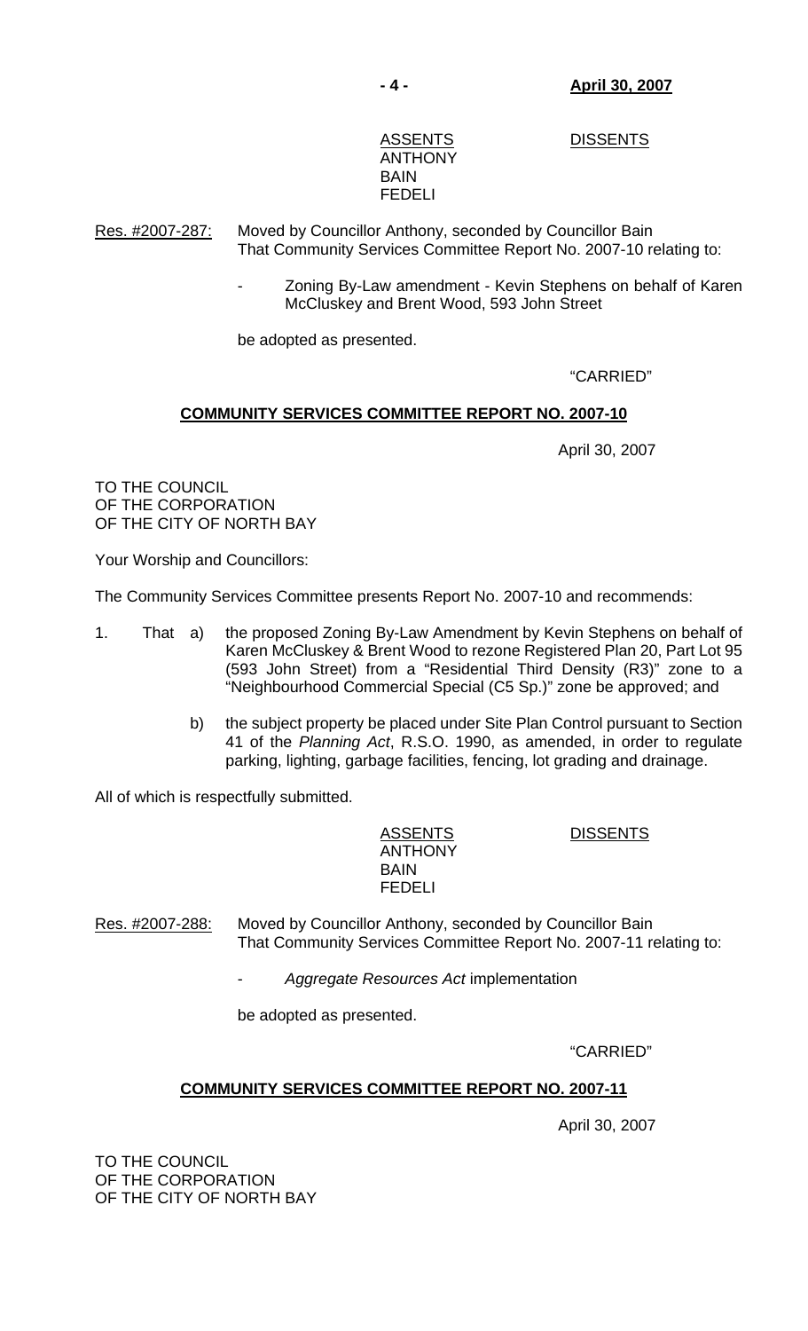| ASSENTS | DISSENTS |
|---|---|
| ANTHONY | |
| BAIN | |
| FEDELI | |

Res. #2007-287: Moved by Councillor Anthony, seconded by Councillor Bain That Community Services Committee Report No. 2007-10 relating to:

- Zoning By-Law amendment - Kevin Stephens on behalf of Karen McCluskey and Brent Wood, 593 John Street

be adopted as presented.

"CARRIED"

## COMMUNITY SERVICES COMMITTEE REPORT NO. 2007-10

April 30, 2007

TO THE COUNCIL
OF THE CORPORATION
OF THE CITY OF NORTH BAY

Your Worship and Councillors:

The Community Services Committee presents Report No. 2007-10 and recommends:

1. That a) the proposed Zoning By-Law Amendment by Kevin Stephens on behalf of Karen McCluskey & Brent Wood to rezone Registered Plan 20, Part Lot 95 (593 John Street) from a "Residential Third Density (R3)" zone to a "Neighbourhood Commercial Special (C5 Sp.)" zone be approved; and

   b) the subject property be placed under Site Plan Control pursuant to Section 41 of the *Planning Act*, R.S.O. 1990, as amended, in order to regulate parking, lighting, garbage facilities, fencing, lot grading and drainage.

All of which is respectfully submitted.

| ASSENTS | DISSENTS |
|---|---|
| ANTHONY | |
| BAIN | |
| FEDELI | |

Res. #2007-288: Moved by Councillor Anthony, seconded by Councillor Bain That Community Services Committee Report No. 2007-11 relating to:

- *Aggregate Resources Act* implementation

be adopted as presented.

"CARRIED"

## COMMUNITY SERVICES COMMITTEE REPORT NO. 2007-11

April 30, 2007

TO THE COUNCIL
OF THE CORPORATION
OF THE CITY OF NORTH BAY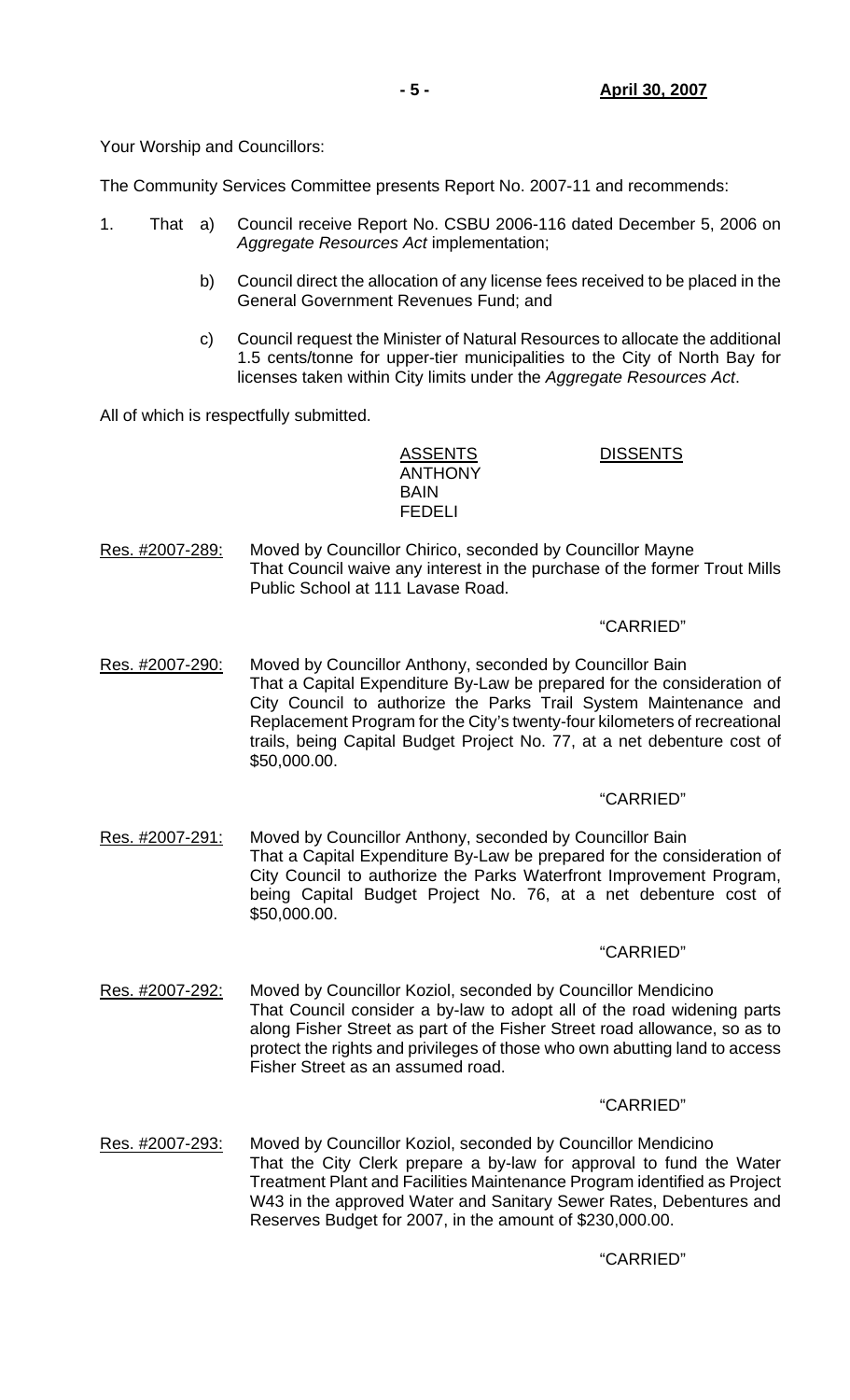Your Worship and Councillors:

The Community Services Committee presents Report No. 2007-11 and recommends:

1. That a) Council receive Report No. CSBU 2006-116 dated December 5, 2006 on *Aggregate Resources Act* implementation;

   b) Council direct the allocation of any license fees received to be placed in the General Government Revenues Fund; and

   c) Council request the Minister of Natural Resources to allocate the additional 1.5 cents/tonne for upper-tier municipalities to the City of North Bay for licenses taken within City limits under the *Aggregate Resources Act*.

All of which is respectfully submitted.

| ASSENTS | DISSENTS |
|---|---|
| ANTHONY | |
| BAIN | |
| FEDELI | |

Res. #2007-289: Moved by Councillor Chirico, seconded by Councillor Mayne
That Council waive any interest in the purchase of the former Trout Mills Public School at 111 Lavase Road.

"CARRIED"

Res. #2007-290: Moved by Councillor Anthony, seconded by Councillor Bain
That a Capital Expenditure By-Law be prepared for the consideration of City Council to authorize the Parks Trail System Maintenance and Replacement Program for the City's twenty-four kilometers of recreational trails, being Capital Budget Project No. 77, at a net debenture cost of $50,000.00.

"CARRIED"

Res. #2007-291: Moved by Councillor Anthony, seconded by Councillor Bain
That a Capital Expenditure By-Law be prepared for the consideration of City Council to authorize the Parks Waterfront Improvement Program, being Capital Budget Project No. 76, at a net debenture cost of $50,000.00.

"CARRIED"

Res. #2007-292: Moved by Councillor Koziol, seconded by Councillor Mendicino
That Council consider a by-law to adopt all of the road widening parts along Fisher Street as part of the Fisher Street road allowance, so as to protect the rights and privileges of those who own abutting land to access Fisher Street as an assumed road.

"CARRIED"

Res. #2007-293: Moved by Councillor Koziol, seconded by Councillor Mendicino
That the City Clerk prepare a by-law for approval to fund the Water Treatment Plant and Facilities Maintenance Program identified as Project W43 in the approved Water and Sanitary Sewer Rates, Debentures and Reserves Budget for 2007, in the amount of $230,000.00.

"CARRIED"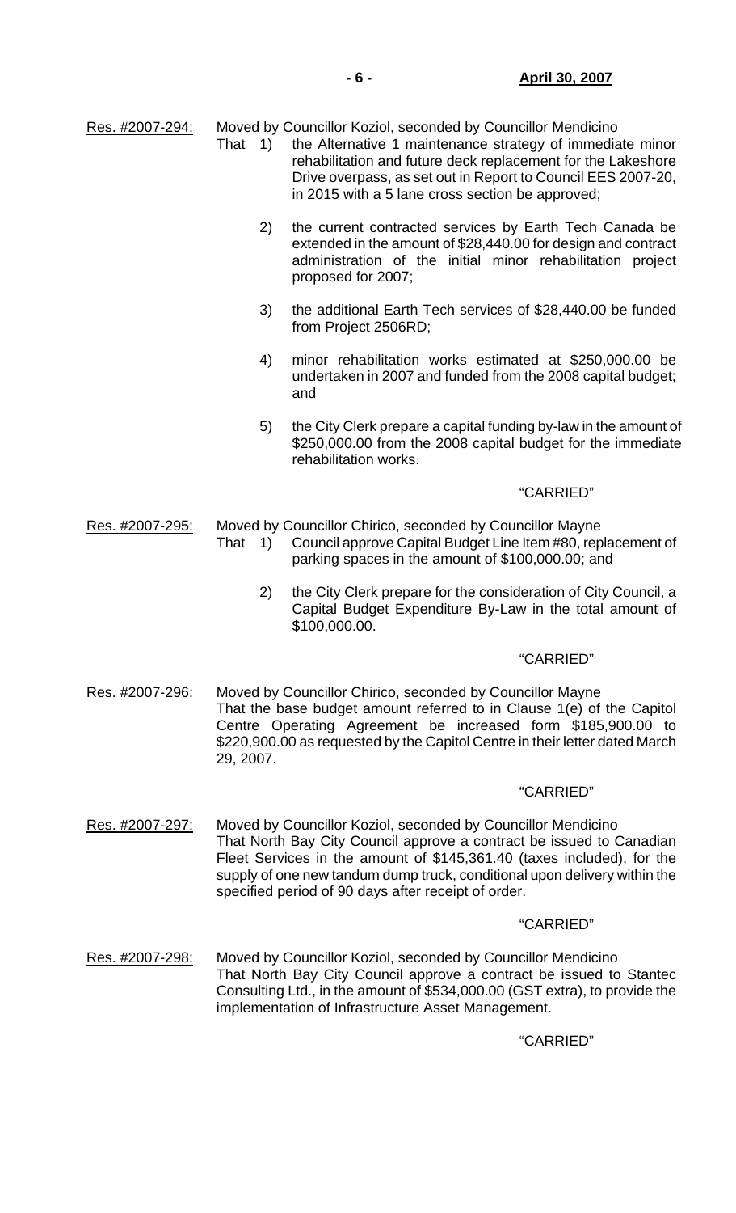Res. #2007-294: Moved by Councillor Koziol, seconded by Councillor Mendicino

That 1) the Alternative 1 maintenance strategy of immediate minor rehabilitation and future deck replacement for the Lakeshore Drive overpass, as set out in Report to Council EES 2007-20, in 2015 with a 5 lane cross section be approved;

2) the current contracted services by Earth Tech Canada be extended in the amount of $28,440.00 for design and contract administration of the initial minor rehabilitation project proposed for 2007;

3) the additional Earth Tech services of $28,440.00 be funded from Project 2506RD;

4) minor rehabilitation works estimated at $250,000.00 be undertaken in 2007 and funded from the 2008 capital budget; and

5) the City Clerk prepare a capital funding by-law in the amount of $250,000.00 from the 2008 capital budget for the immediate rehabilitation works.

"CARRIED"

Res. #2007-295: Moved by Councillor Chirico, seconded by Councillor Mayne

That 1) Council approve Capital Budget Line Item #80, replacement of parking spaces in the amount of $100,000.00; and

2) the City Clerk prepare for the consideration of City Council, a Capital Budget Expenditure By-Law in the total amount of $100,000.00.

"CARRIED"

Res. #2007-296: Moved by Councillor Chirico, seconded by Councillor Mayne

That the base budget amount referred to in Clause 1(e) of the Capitol Centre Operating Agreement be increased form $185,900.00 to $220,900.00 as requested by the Capitol Centre in their letter dated March 29, 2007.

"CARRIED"

Res. #2007-297: Moved by Councillor Koziol, seconded by Councillor Mendicino

That North Bay City Council approve a contract be issued to Canadian Fleet Services in the amount of $145,361.40 (taxes included), for the supply of one new tandum dump truck, conditional upon delivery within the specified period of 90 days after receipt of order.

"CARRIED"

Res. #2007-298: Moved by Councillor Koziol, seconded by Councillor Mendicino

That North Bay City Council approve a contract be issued to Stantec Consulting Ltd., in the amount of $534,000.00 (GST extra), to provide the implementation of Infrastructure Asset Management.

"CARRIED"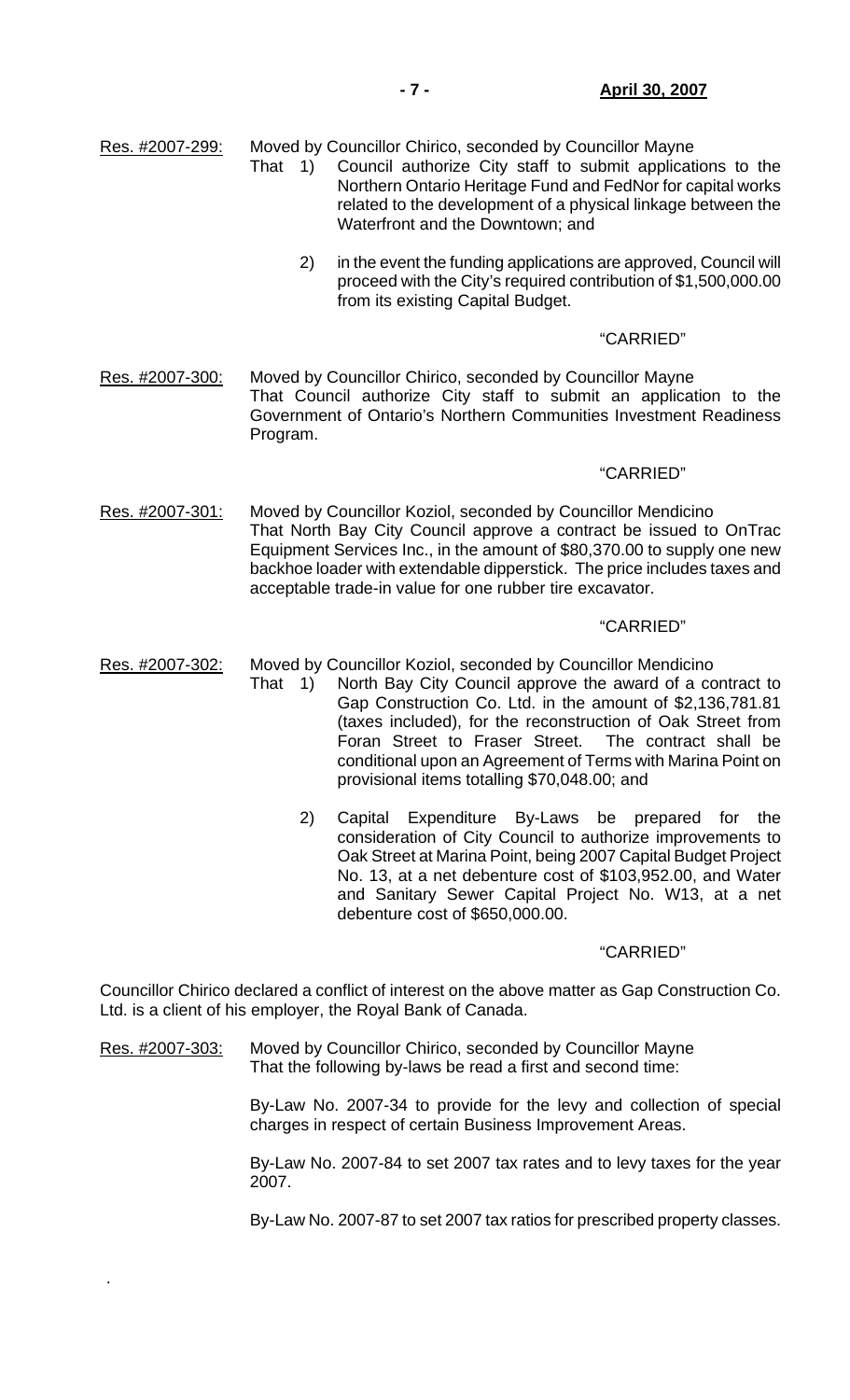Res. #2007-299: Moved by Councillor Chirico, seconded by Councillor Mayne

That 1) Council authorize City staff to submit applications to the Northern Ontario Heritage Fund and FedNor for capital works related to the development of a physical linkage between the Waterfront and the Downtown; and

2) in the event the funding applications are approved, Council will proceed with the City's required contribution of $1,500,000.00 from its existing Capital Budget.

"CARRIED"

Res. #2007-300: Moved by Councillor Chirico, seconded by Councillor Mayne

That Council authorize City staff to submit an application to the Government of Ontario's Northern Communities Investment Readiness Program.

"CARRIED"

Res. #2007-301: Moved by Councillor Koziol, seconded by Councillor Mendicino

That North Bay City Council approve a contract be issued to OnTrac Equipment Services Inc., in the amount of $80,370.00 to supply one new backhoe loader with extendable dipperstick. The price includes taxes and acceptable trade-in value for one rubber tire excavator.

"CARRIED"

Res. #2007-302: Moved by Councillor Koziol, seconded by Councillor Mendicino

That 1) North Bay City Council approve the award of a contract to Gap Construction Co. Ltd. in the amount of $2,136,781.81 (taxes included), for the reconstruction of Oak Street from Foran Street to Fraser Street. The contract shall be conditional upon an Agreement of Terms with Marina Point on provisional items totalling $70,048.00; and

2) Capital Expenditure By-Laws be prepared for the consideration of City Council to authorize improvements to Oak Street at Marina Point, being 2007 Capital Budget Project No. 13, at a net debenture cost of $103,952.00, and Water and Sanitary Sewer Capital Project No. W13, at a net debenture cost of $650,000.00.

"CARRIED"

Councillor Chirico declared a conflict of interest on the above matter as Gap Construction Co. Ltd. is a client of his employer, the Royal Bank of Canada.

Res. #2007-303: Moved by Councillor Chirico, seconded by Councillor Mayne

That the following by-laws be read a first and second time:

By-Law No. 2007-34 to provide for the levy and collection of special charges in respect of certain Business Improvement Areas.

By-Law No. 2007-84 to set 2007 tax rates and to levy taxes for the year 2007.

By-Law No. 2007-87 to set 2007 tax ratios for prescribed property classes.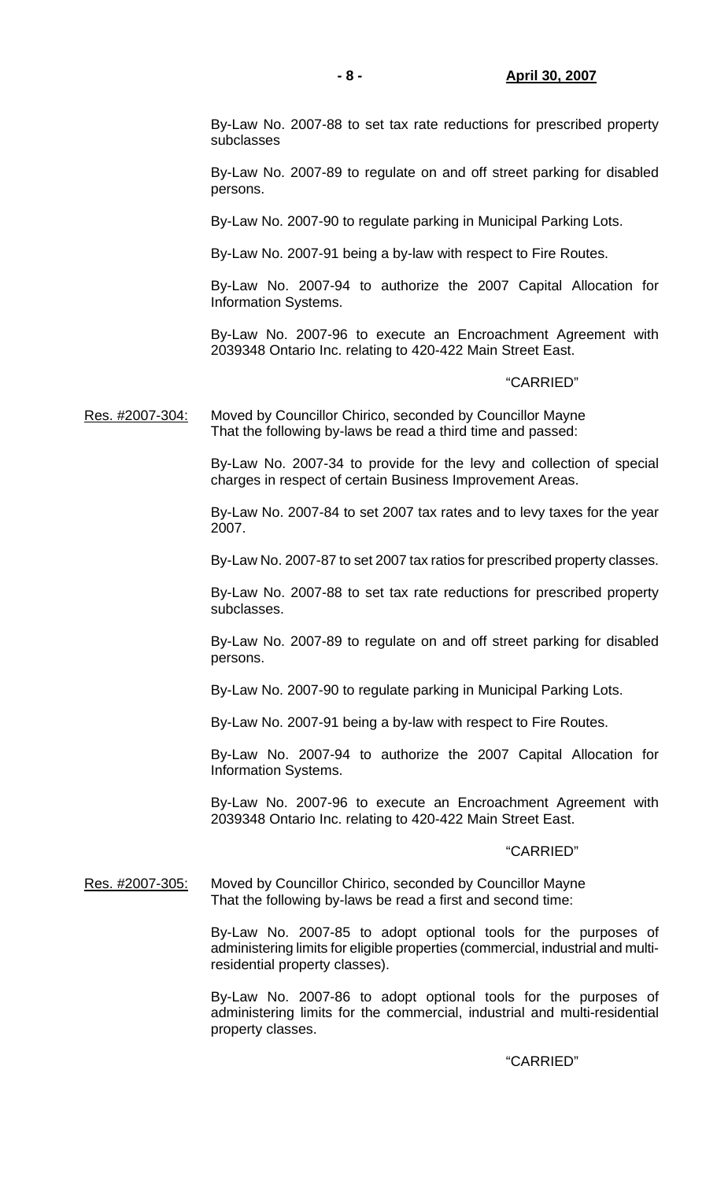By-Law No. 2007-88 to set tax rate reductions for prescribed property subclasses

By-Law No. 2007-89 to regulate on and off street parking for disabled persons.

By-Law No. 2007-90 to regulate parking in Municipal Parking Lots.

By-Law No. 2007-91 being a by-law with respect to Fire Routes.

By-Law No. 2007-94 to authorize the 2007 Capital Allocation for Information Systems.

By-Law No. 2007-96 to execute an Encroachment Agreement with 2039348 Ontario Inc. relating to 420-422 Main Street East.

"CARRIED"

Res. #2007-304: Moved by Councillor Chirico, seconded by Councillor Mayne
That the following by-laws be read a third time and passed:

By-Law No. 2007-34 to provide for the levy and collection of special charges in respect of certain Business Improvement Areas.

By-Law No. 2007-84 to set 2007 tax rates and to levy taxes for the year 2007.

By-Law No. 2007-87 to set 2007 tax ratios for prescribed property classes.

By-Law No. 2007-88 to set tax rate reductions for prescribed property subclasses.

By-Law No. 2007-89 to regulate on and off street parking for disabled persons.

By-Law No. 2007-90 to regulate parking in Municipal Parking Lots.

By-Law No. 2007-91 being a by-law with respect to Fire Routes.

By-Law No. 2007-94 to authorize the 2007 Capital Allocation for Information Systems.

By-Law No. 2007-96 to execute an Encroachment Agreement with 2039348 Ontario Inc. relating to 420-422 Main Street East.

"CARRIED"

Res. #2007-305: Moved by Councillor Chirico, seconded by Councillor Mayne
That the following by-laws be read a first and second time:

By-Law No. 2007-85 to adopt optional tools for the purposes of administering limits for eligible properties (commercial, industrial and multi-residential property classes).

By-Law No. 2007-86 to adopt optional tools for the purposes of administering limits for the commercial, industrial and multi-residential property classes.

"CARRIED"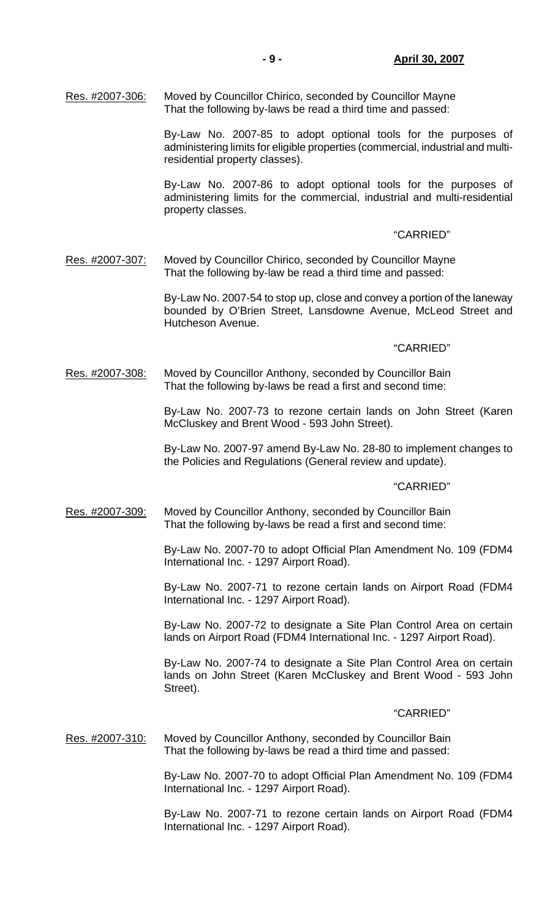Res. #2007-306: Moved by Councillor Chirico, seconded by Councillor Mayne
That the following by-laws be read a third time and passed:

By-Law No. 2007-85 to adopt optional tools for the purposes of administering limits for eligible properties (commercial, industrial and multi-residential property classes).

By-Law No. 2007-86 to adopt optional tools for the purposes of administering limits for the commercial, industrial and multi-residential property classes.

"CARRIED"

Res. #2007-307: Moved by Councillor Chirico, seconded by Councillor Mayne
That the following by-law be read a third time and passed:

By-Law No. 2007-54 to stop up, close and convey a portion of the laneway bounded by O'Brien Street, Lansdowne Avenue, McLeod Street and Hutcheson Avenue.

"CARRIED"

Res. #2007-308: Moved by Councillor Anthony, seconded by Councillor Bain
That the following by-laws be read a first and second time:

By-Law No. 2007-73 to rezone certain lands on John Street (Karen McCluskey and Brent Wood - 593 John Street).

By-Law No. 2007-97 amend By-Law No. 28-80 to implement changes to the Policies and Regulations (General review and update).

"CARRIED"

Res. #2007-309: Moved by Councillor Anthony, seconded by Councillor Bain
That the following by-laws be read a first and second time:

By-Law No. 2007-70 to adopt Official Plan Amendment No. 109 (FDM4 International Inc. - 1297 Airport Road).

By-Law No. 2007-71 to rezone certain lands on Airport Road (FDM4 International Inc. - 1297 Airport Road).

By-Law No. 2007-72 to designate a Site Plan Control Area on certain lands on Airport Road (FDM4 International Inc. - 1297 Airport Road).

By-Law No. 2007-74 to designate a Site Plan Control Area on certain lands on John Street (Karen McCluskey and Brent Wood - 593 John Street).

"CARRIED"

Res. #2007-310: Moved by Councillor Anthony, seconded by Councillor Bain
That the following by-laws be read a third time and passed:

By-Law No. 2007-70 to adopt Official Plan Amendment No. 109 (FDM4 International Inc. - 1297 Airport Road).

By-Law No. 2007-71 to rezone certain lands on Airport Road (FDM4 International Inc. - 1297 Airport Road).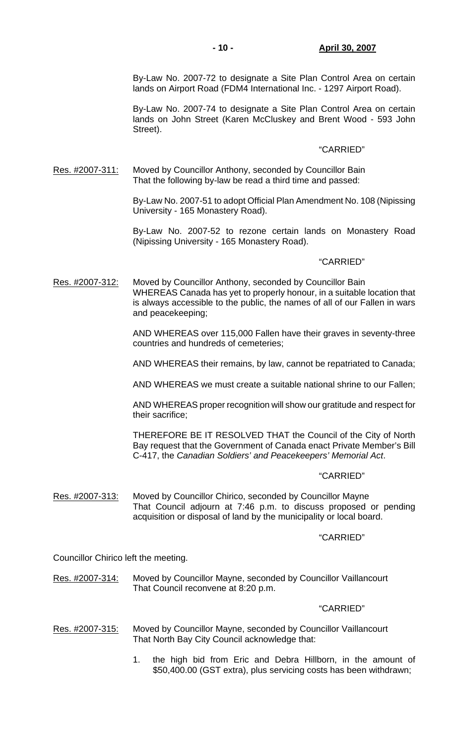By-Law No. 2007-72 to designate a Site Plan Control Area on certain lands on Airport Road (FDM4 International Inc. - 1297 Airport Road).

By-Law No. 2007-74 to designate a Site Plan Control Area on certain lands on John Street (Karen McCluskey and Brent Wood - 593 John Street).

"CARRIED"

Res. #2007-311: Moved by Councillor Anthony, seconded by Councillor Bain
That the following by-law be read a third time and passed:

By-Law No. 2007-51 to adopt Official Plan Amendment No. 108 (Nipissing University - 165 Monastery Road).

By-Law No. 2007-52 to rezone certain lands on Monastery Road (Nipissing University - 165 Monastery Road).

"CARRIED"

Res. #2007-312: Moved by Councillor Anthony, seconded by Councillor Bain
WHEREAS Canada has yet to properly honour, in a suitable location that is always accessible to the public, the names of all of our Fallen in wars and peacekeeping;

AND WHEREAS over 115,000 Fallen have their graves in seventy-three countries and hundreds of cemeteries;

AND WHEREAS their remains, by law, cannot be repatriated to Canada;

AND WHEREAS we must create a suitable national shrine to our Fallen;

AND WHEREAS proper recognition will show our gratitude and respect for their sacrifice;

THEREFORE BE IT RESOLVED THAT the Council of the City of North Bay request that the Government of Canada enact Private Member's Bill C-417, the *Canadian Soldiers' and Peacekeepers' Memorial Act*.

"CARRIED"

Res. #2007-313: Moved by Councillor Chirico, seconded by Councillor Mayne
That Council adjourn at 7:46 p.m. to discuss proposed or pending acquisition or disposal of land by the municipality or local board.

"CARRIED"

Councillor Chirico left the meeting.

Res. #2007-314: Moved by Councillor Mayne, seconded by Councillor Vaillancourt
That Council reconvene at 8:20 p.m.

"CARRIED"

Res. #2007-315: Moved by Councillor Mayne, seconded by Councillor Vaillancourt
That North Bay City Council acknowledge that:

1. the high bid from Eric and Debra Hillborn, in the amount of $50,400.00 (GST extra), plus servicing costs has been withdrawn;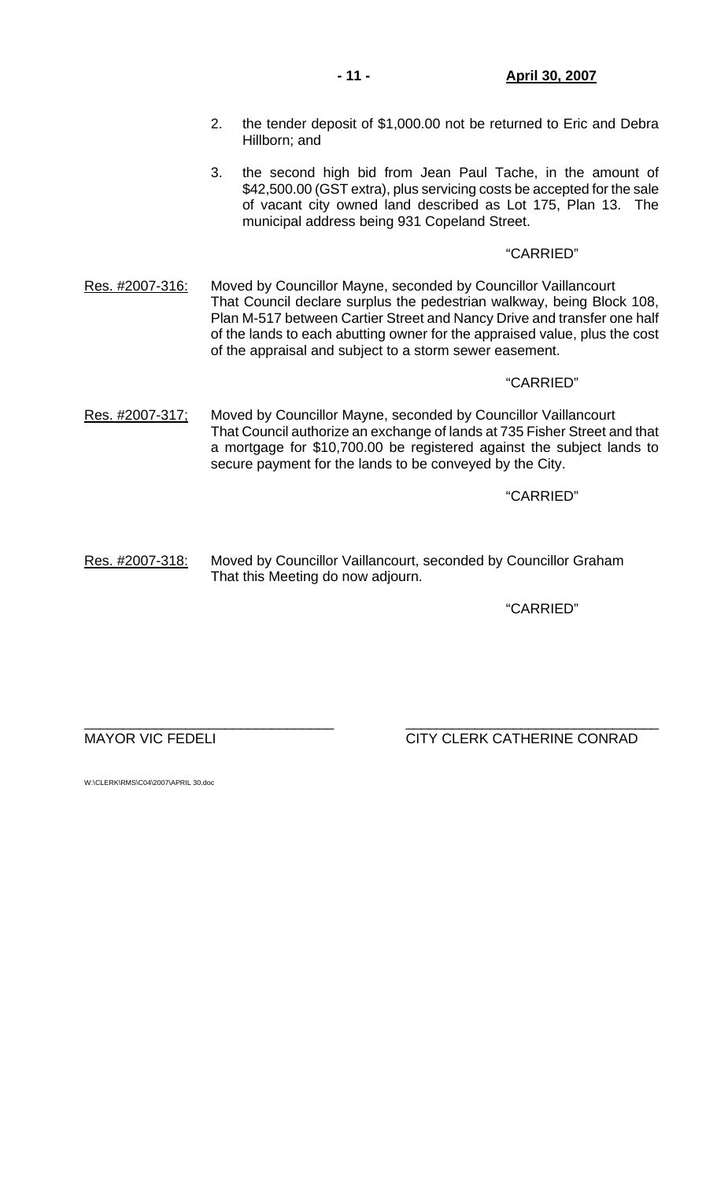2. the tender deposit of $1,000.00 not be returned to Eric and Debra Hillborn; and

3. the second high bid from Jean Paul Tache, in the amount of $42,500.00 (GST extra), plus servicing costs be accepted for the sale of vacant city owned land described as Lot 175, Plan 13. The municipal address being 931 Copeland Street.

"CARRIED"

Res. #2007-316: Moved by Councillor Mayne, seconded by Councillor Vaillancourt
That Council declare surplus the pedestrian walkway, being Block 108, Plan M-517 between Cartier Street and Nancy Drive and transfer one half of the lands to each abutting owner for the appraised value, plus the cost of the appraisal and subject to a storm sewer easement.

"CARRIED"

Res. #2007-317; Moved by Councillor Mayne, seconded by Councillor Vaillancourt
That Council authorize an exchange of lands at 735 Fisher Street and that a mortgage for $10,700.00 be registered against the subject lands to secure payment for the lands to be conveyed by the City.

"CARRIED"

Res. #2007-318: Moved by Councillor Vaillancourt, seconded by Councillor Graham
That this Meeting do now adjourn.

"CARRIED"

\_\_\_\_\_\_\_\_\_\_\_\_\_\_\_\_\_\_\_\_\_\_\_\_\_\_\_\_\_\_\_\_
MAYOR VIC FEDELI

\_\_\_\_\_\_\_\_\_\_\_\_\_\_\_\_\_\_\_\_\_\_\_\_\_\_\_\_\_\_\_\_
CITY CLERK CATHERINE CONRAD

W:\CLERK\RMS\C04\2007\APRIL 30.doc